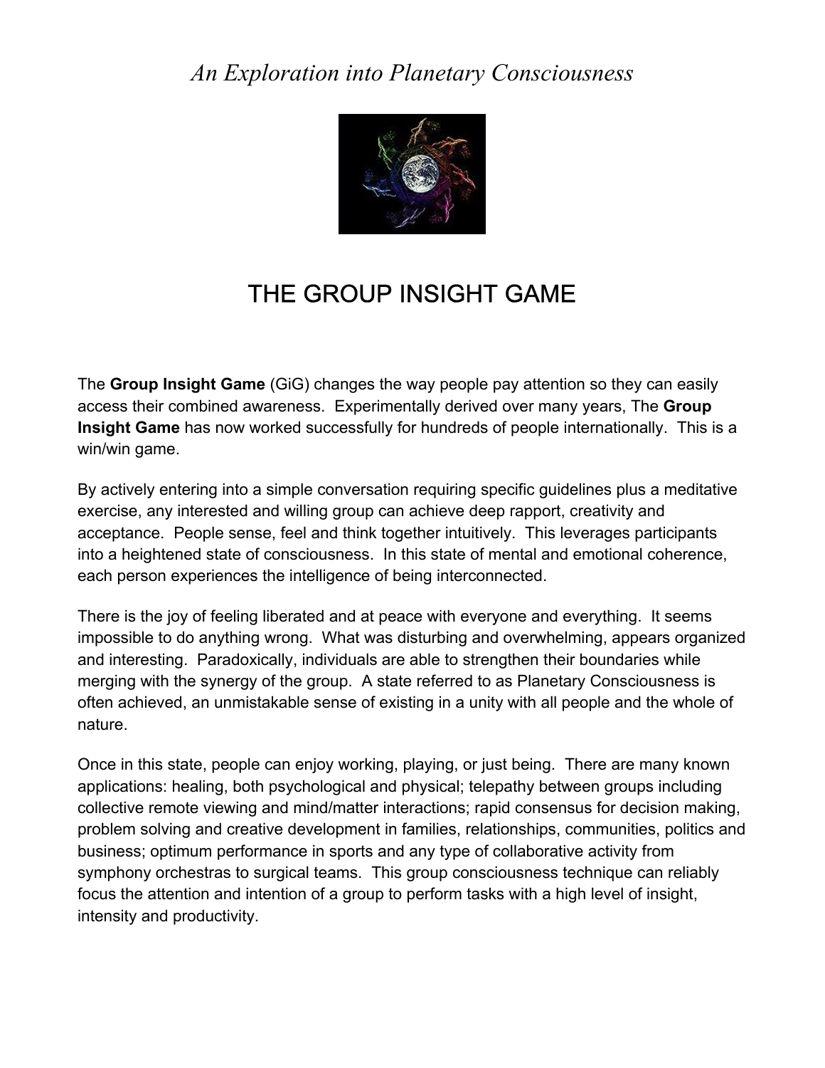*An Exploration into Planetary Consciousness*

# THE GROUP INSIGHT GAME

The **Group Insight Game** (GiG) changes the way people pay attention so they can easily access their combined awareness. Experimentally derived over many years, The **Group Insight Game** has now worked successfully for hundreds of people internationally. This is a win/win game.

By actively entering into a simple conversation requiring specific guidelines plus a meditative exercise, any interested and willing group can achieve deep rapport, creativity and acceptance. People sense, feel and think together intuitively. This leverages participants into a heightened state of consciousness. In this state of mental and emotional coherence, each person experiences the intelligence of being interconnected.

There is the joy of feeling liberated and at peace with everyone and everything. It seems impossible to do anything wrong. What was disturbing and overwhelming, appears organized and interesting. Paradoxically, individuals are able to strengthen their boundaries while merging with the synergy of the group. A state referred to as Planetary Consciousness is often achieved, an unmistakable sense of existing in a unity with all people and the whole of nature.

Once in this state, people can enjoy working, playing, or just being. There are many known applications: healing, both psychological and physical; telepathy between groups including collective remote viewing and mind/matter interactions; rapid consensus for decision making, problem solving and creative development in families, relationships, communities, politics and business; optimum performance in sports and any type of collaborative activity from symphony orchestras to surgical teams. This group consciousness technique can reliably focus the attention and intention of a group to perform tasks with a high level of insight, intensity and productivity.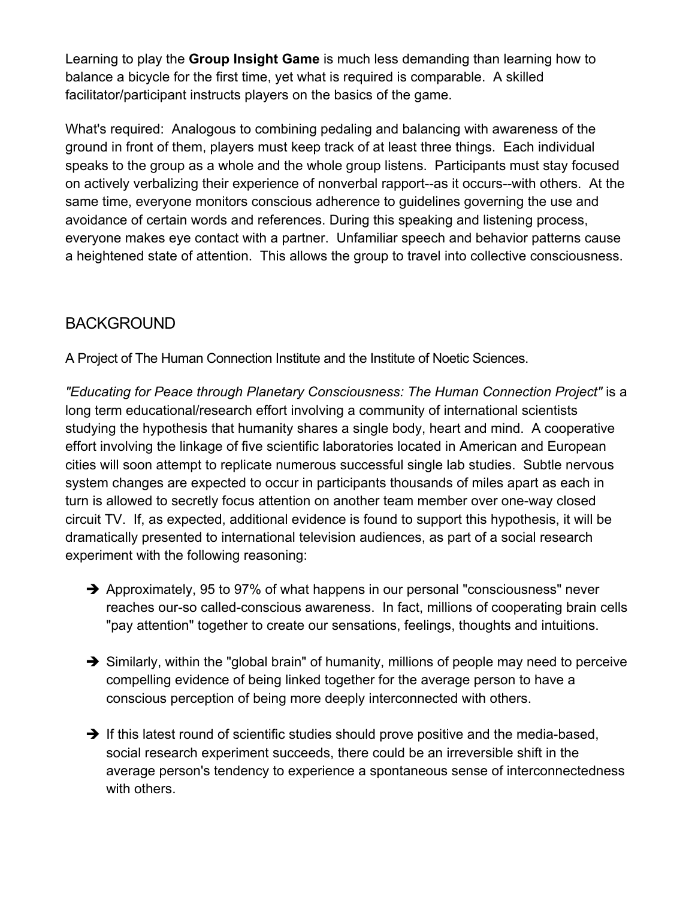Learning to play the **Group Insight Game** is much less demanding than learning how to balance a bicycle for the first time, yet what is required is comparable. A skilled facilitator/participant instructs players on the basics of the game.

What's required: Analogous to combining pedaling and balancing with awareness of the ground in front of them, players must keep track of at least three things. Each individual speaks to the group as a whole and the whole group listens. Participants must stay focused on actively verbalizing their experience of nonverbal rapport--as it occurs--with others. At the same time, everyone monitors conscious adherence to guidelines governing the use and avoidance of certain words and references. During this speaking and listening process, everyone makes eye contact with a partner. Unfamiliar speech and behavior patterns cause a heightened state of attention. This allows the group to travel into collective consciousness.

## BACKGROUND

A Project of The Human Connection Institute and the Institute of Noetic Sciences.

*"Educating for Peace through Planetary Consciousness: The Human Connection Project"* is a long term educational/research effort involving a community of international scientists studying the hypothesis that humanity shares a single body, heart and mind. A cooperative effort involving the linkage of five scientific laboratories located in American and European cities will soon attempt to replicate numerous successful single lab studies. Subtle nervous system changes are expected to occur in participants thousands of miles apart as each in turn is allowed to secretly focus attention on another team member over one-way closed circuit TV. If, as expected, additional evidence is found to support this hypothesis, it will be dramatically presented to international television audiences, as part of a social research experiment with the following reasoning:

- Approximately, 95 to 97% of what happens in our personal "consciousness" never reaches our-so called-conscious awareness. In fact, millions of cooperating brain cells "pay attention" together to create our sensations, feelings, thoughts and intuitions.
- Similarly, within the "global brain" of humanity, millions of people may need to perceive compelling evidence of being linked together for the average person to have a conscious perception of being more deeply interconnected with others.
- If this latest round of scientific studies should prove positive and the media-based, social research experiment succeeds, there could be an irreversible shift in the average person's tendency to experience a spontaneous sense of interconnectedness with others.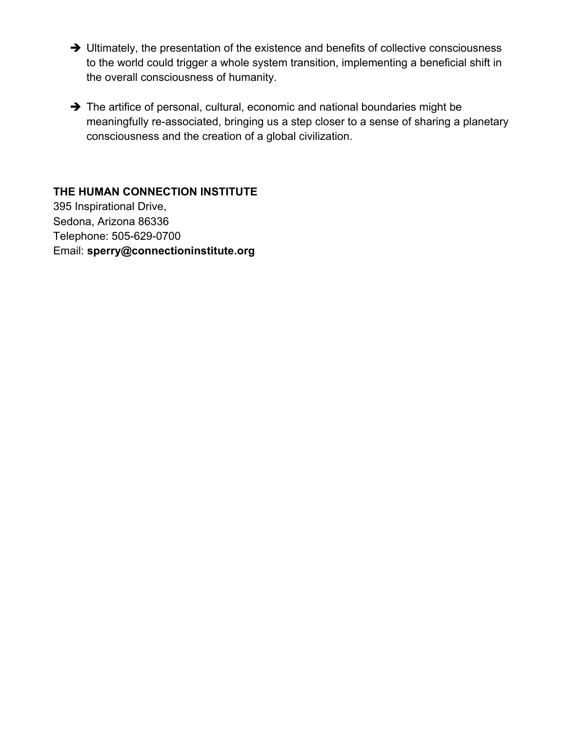- ➔ Ultimately, the presentation of the existence and benefits of collective consciousness to the world could trigger a whole system transition, implementing a beneficial shift in the overall consciousness of humanity.

- ➔ The artifice of personal, cultural, economic and national boundaries might be meaningfully re-associated, bringing us a step closer to a sense of sharing a planetary consciousness and the creation of a global civilization.

**THE HUMAN CONNECTION INSTITUTE**
395 Inspirational Drive,
Sedona, Arizona 86336
Telephone: 505-629-0700
Email: **sperry@connectioninstitute.org**